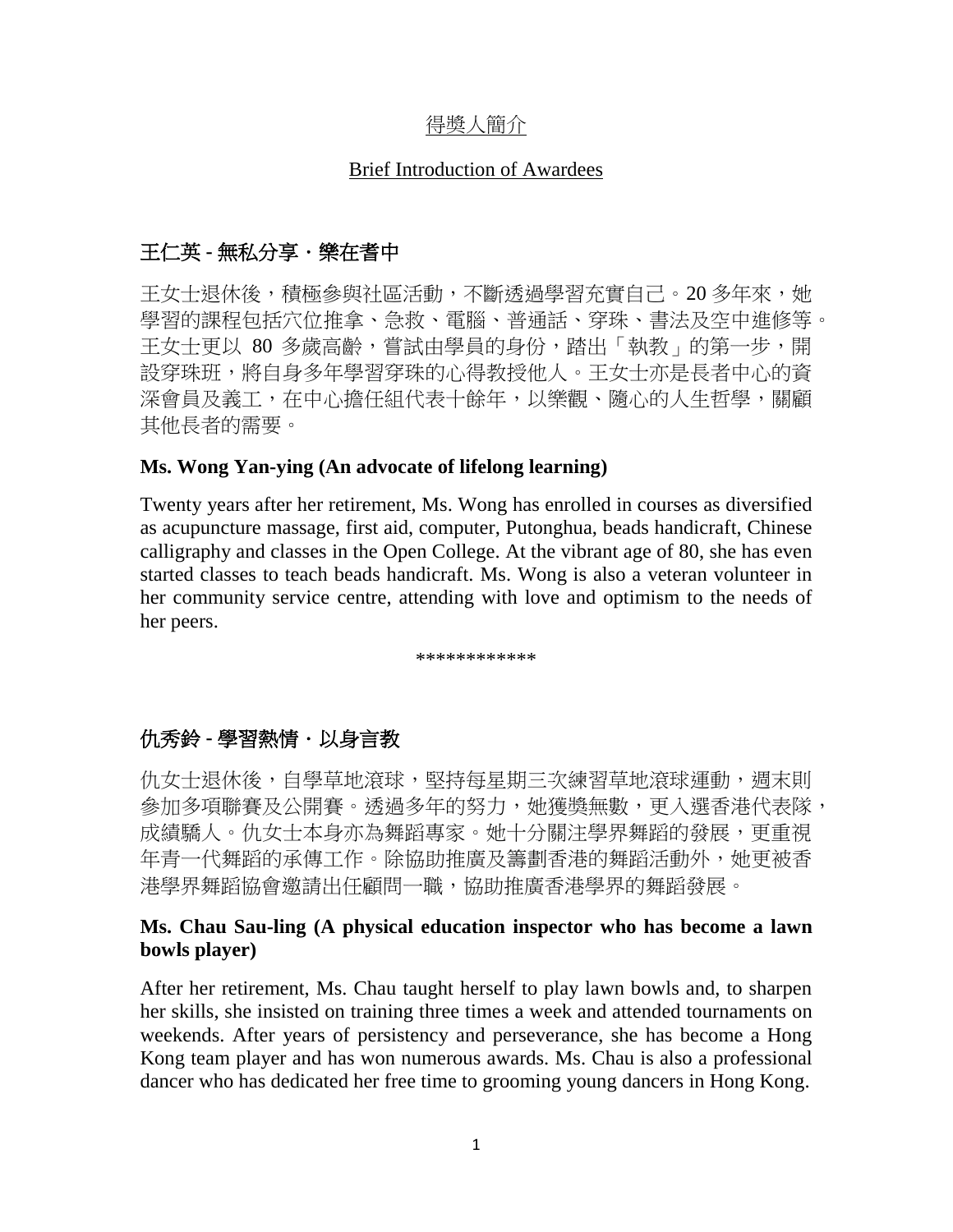<u>得獎人簡介</u>

<u>Brief Introduction of Awardees</u>

## 王仁英 - 無私分享・樂在耆中

王女士退休後，積極參與社區活動，不斷透過學習充實自己。20 多年來，她學習的課程包括穴位推拿、急救、電腦、普通話、穿珠、書法及空中進修等。王女士更以 80 多歲高齡，嘗試由學員的身份，踏出「執教」的第一步，開設穿珠班，將自身多年學習穿珠的心得教授他人。王女士亦是長者中心的資深會員及義工，在中心擔任組代表十餘年，以樂觀、隨心的人生哲學，關顧其他長者的需要。

**Ms. Wong Yan-ying (An advocate of lifelong learning)**

Twenty years after her retirement, Ms. Wong has enrolled in courses as diversified as acupuncture massage, first aid, computer, Putonghua, beads handicraft, Chinese calligraphy and classes in the Open College. At the vibrant age of 80, she has even started classes to teach beads handicraft. Ms. Wong is also a veteran volunteer in her community service centre, attending with love and optimism to the needs of her peers.

************

## 仇秀鈴 - 學習熱情・以身言教

仇女士退休後，自學草地滾球，堅持每星期三次練習草地滾球運動，週末則參加多項聯賽及公開賽。透過多年的努力，她獲獎無數，更入選香港代表隊，成績驕人。仇女士本身亦為舞蹈專家。她十分關注學界舞蹈的發展，更重視年青一代舞蹈的承傳工作。除協助推廣及籌劃香港的舞蹈活動外，她更被香港學界舞蹈協會邀請出任顧問一職，協助推廣香港學界的舞蹈發展。

**Ms. Chau Sau-ling (A physical education inspector who has become a lawn bowls player)**

After her retirement, Ms. Chau taught herself to play lawn bowls and, to sharpen her skills, she insisted on training three times a week and attended tournaments on weekends. After years of persistency and perseverance, she has become a Hong Kong team player and has won numerous awards. Ms. Chau is also a professional dancer who has dedicated her free time to grooming young dancers in Hong Kong.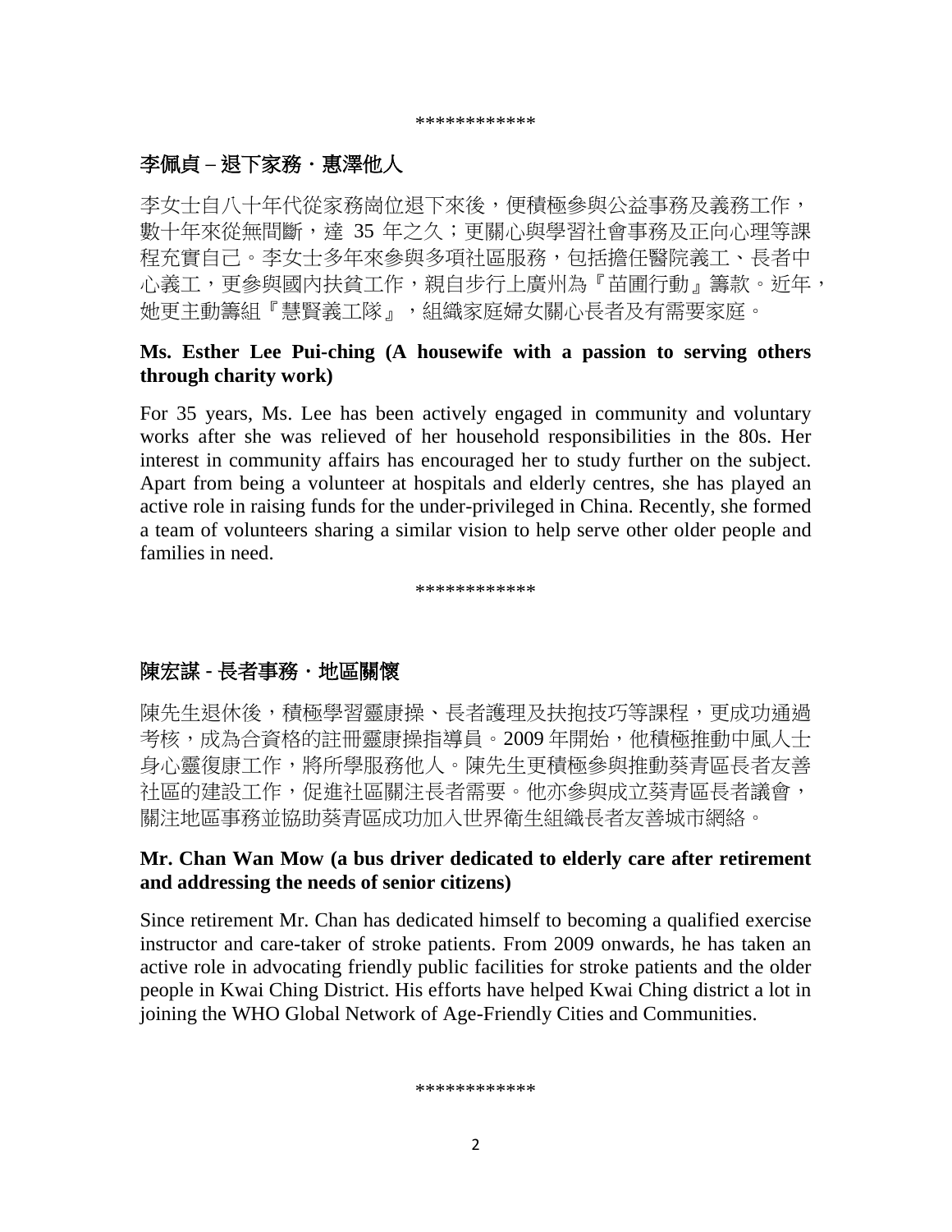************

**李佩貞 – 退下家務・惠澤他人**

李女士自八十年代從家務崗位退下來後，便積極參與公益事務及義務工作，數十年來從無間斷，達 35 年之久；更關心與學習社會事務及正向心理等課程充實自己。李女士多年來參與多項社區服務，包括擔任醫院義工、長者中心義工，更參與國內扶貧工作，親自步行上廣州為『苗圃行動』籌款。近年，她更主動籌組『慧賢義工隊』，組織家庭婦女關心長者及有需要家庭。

**Ms. Esther Lee Pui-ching (A housewife with a passion to serving others through charity work)**

For 35 years, Ms. Lee has been actively engaged in community and voluntary works after she was relieved of her household responsibilities in the 80s. Her interest in community affairs has encouraged her to study further on the subject. Apart from being a volunteer at hospitals and elderly centres, she has played an active role in raising funds for the under-privileged in China. Recently, she formed a team of volunteers sharing a similar vision to help serve other older people and families in need.

************

**陳宏謀 - 長者事務・地區關懷**

陳先生退休後，積極學習靈康操、長者護理及扶抱技巧等課程，更成功通過考核，成為合資格的註冊靈康操指導員。2009 年開始，他積極推動中風人士身心靈復康工作，將所學服務他人。陳先生更積極參與推動葵青區長者友善社區的建設工作，促進社區關注長者需要。他亦參與成立葵青區長者議會，關注地區事務並協助葵青區成功加入世界衛生組織長者友善城市網絡。

**Mr. Chan Wan Mow (a bus driver dedicated to elderly care after retirement and addressing the needs of senior citizens)**

Since retirement Mr. Chan has dedicated himself to becoming a qualified exercise instructor and care-taker of stroke patients. From 2009 onwards, he has taken an active role in advocating friendly public facilities for stroke patients and the older people in Kwai Ching District. His efforts have helped Kwai Ching district a lot in joining the WHO Global Network of Age-Friendly Cities and Communities.

************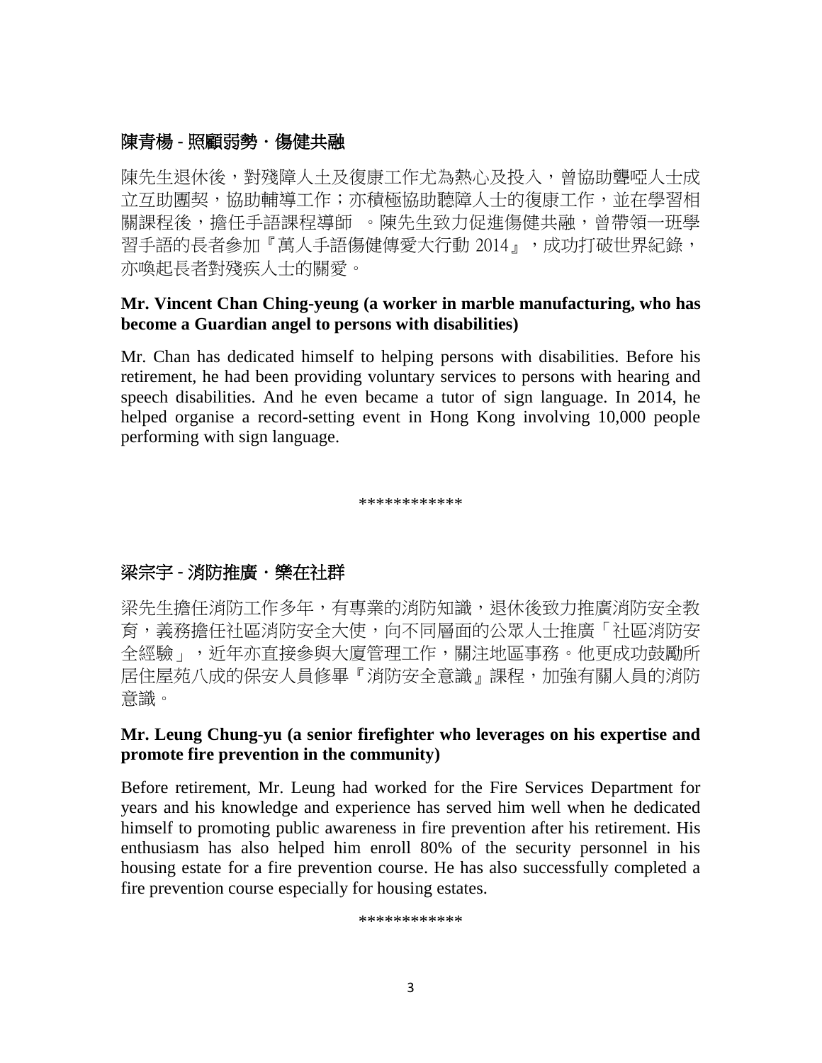### 陳青楊 - 照顧弱勢・傷健共融

陳先生退休後，對殘障人士及復康工作尤為熱心及投入，曾協助聾啞人士成立互助團契，協助輔導工作；亦積極協助聽障人士的復康工作，並在學習相關課程後，擔任手語課程導師 。陳先生致力促進傷健共融，曾帶領一班學習手語的長者參加『萬人手語傷健傳愛大行動 2014』，成功打破世界紀錄，亦喚起長者對殘疾人士的關愛。

**Mr. Vincent Chan Ching-yeung (a worker in marble manufacturing, who has become a Guardian angel to persons with disabilities)**

Mr. Chan has dedicated himself to helping persons with disabilities. Before his retirement, he had been providing voluntary services to persons with hearing and speech disabilities. And he even became a tutor of sign language. In 2014, he helped organise a record-setting event in Hong Kong involving 10,000 people performing with sign language.

************

### 梁宗宇 - 消防推廣・樂在社群

梁先生擔任消防工作多年，有專業的消防知識，退休後致力推廣消防安全教育，義務擔任社區消防安全大使，向不同層面的公眾人士推廣「社區消防安全經驗」，近年亦直接參與大廈管理工作，關注地區事務。他更成功鼓勵所居住屋苑八成的保安人員修畢『消防安全意識』課程，加強有關人員的消防意識。

**Mr. Leung Chung-yu (a senior firefighter who leverages on his expertise and promote fire prevention in the community)**

Before retirement, Mr. Leung had worked for the Fire Services Department for years and his knowledge and experience has served him well when he dedicated himself to promoting public awareness in fire prevention after his retirement. His enthusiasm has also helped him enroll 80% of the security personnel in his housing estate for a fire prevention course. He has also successfully completed a fire prevention course especially for housing estates.

************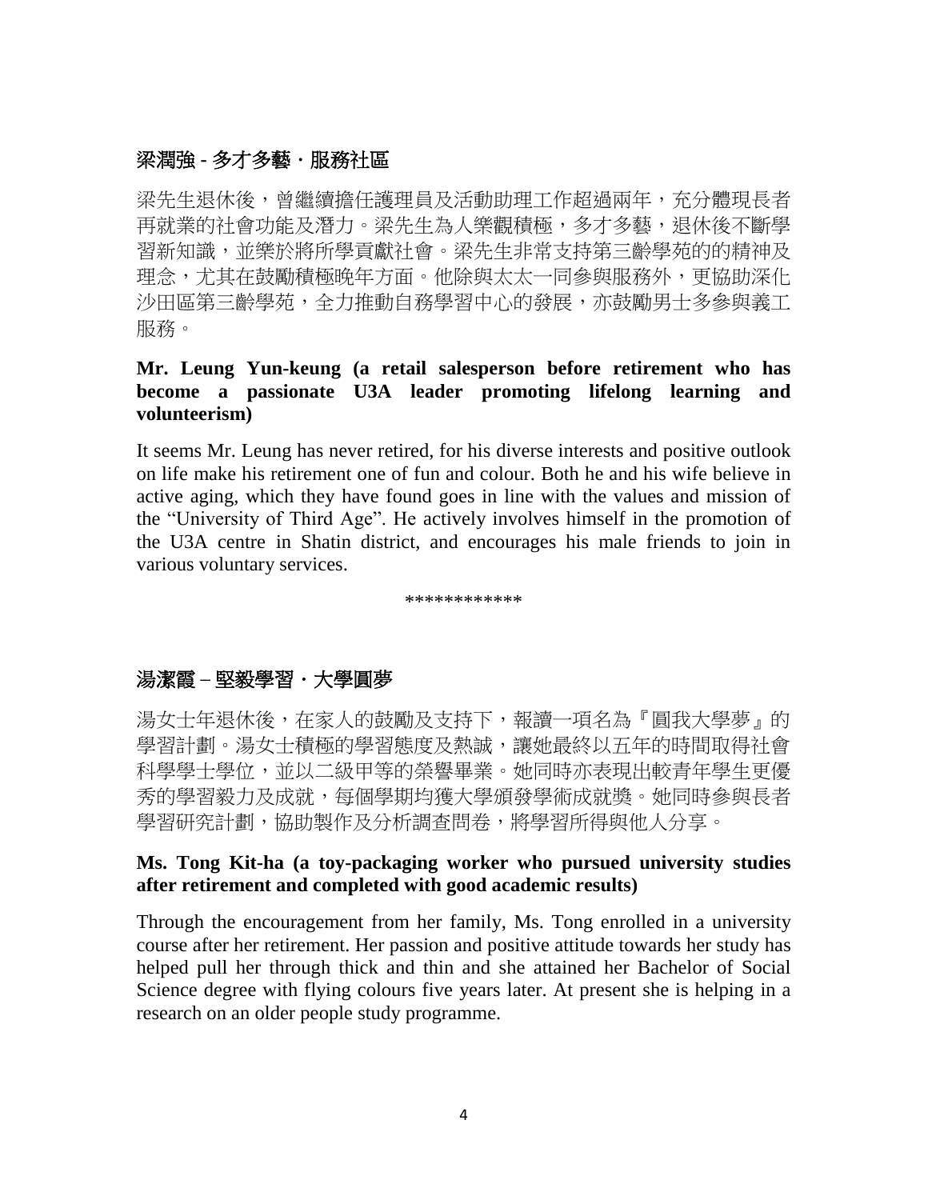### 梁潤強 - 多才多藝・服務社區

梁先生退休後，曾繼續擔任護理員及活動助理工作超過兩年，充分體現長者再就業的社會功能及潛力。梁先生為人樂觀積極，多才多藝，退休後不斷學習新知識，並樂於將所學貢獻社會。梁先生非常支持第三齡學苑的的精神及理念，尤其在鼓勵積極晚年方面。他除與太太一同參與服務外，更協助深化沙田區第三齡學苑，全力推動自務學習中心的發展，亦鼓勵男士多參與義工服務。

**Mr. Leung Yun-keung (a retail salesperson before retirement who has become a passionate U3A leader promoting lifelong learning and volunteerism)**

It seems Mr. Leung has never retired, for his diverse interests and positive outlook on life make his retirement one of fun and colour. Both he and his wife believe in active aging, which they have found goes in line with the values and mission of the "University of Third Age". He actively involves himself in the promotion of the U3A centre in Shatin district, and encourages his male friends to join in various voluntary services.

************

### 湯潔霞 – 堅毅學習・大學圓夢

湯女士年退休後，在家人的鼓勵及支持下，報讀一項名為『圓我大學夢』的學習計劃。湯女士積極的學習態度及熱誠，讓她最終以五年的時間取得社會科學學士學位，並以二級甲等的榮譽畢業。她同時亦表現出較青年學生更優秀的學習毅力及成就，每個學期均獲大學頒發學術成就獎。她同時參與長者學習研究計劃，協助製作及分析調查問卷，將學習所得與他人分享。

**Ms. Tong Kit-ha (a toy-packaging worker who pursued university studies after retirement and completed with good academic results)**

Through the encouragement from her family, Ms. Tong enrolled in a university course after her retirement. Her passion and positive attitude towards her study has helped pull her through thick and thin and she attained her Bachelor of Social Science degree with flying colours five years later. At present she is helping in a research on an older people study programme.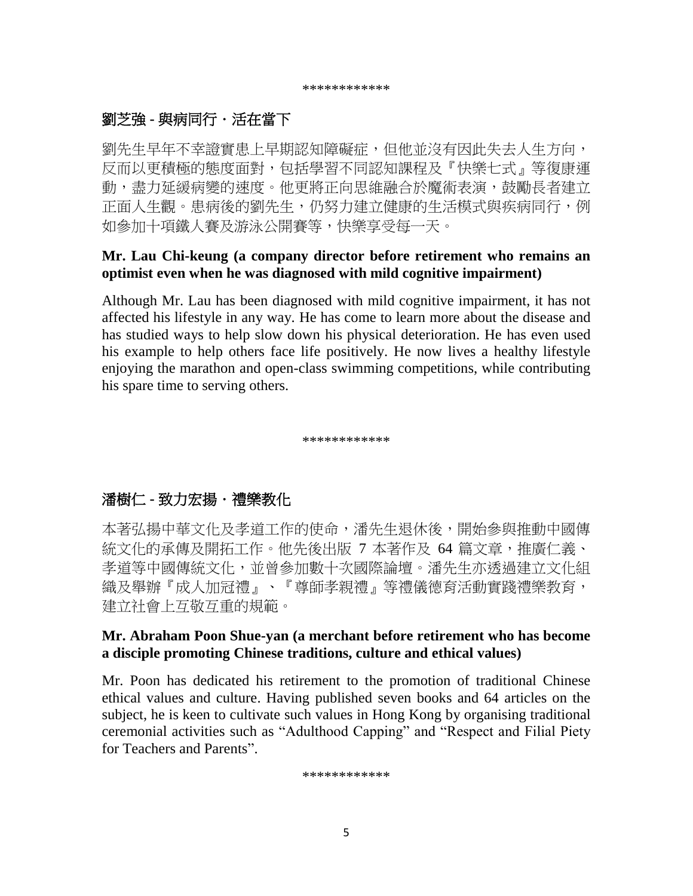************

### 劉芝強 - 與病同行・活在當下

劉先生早年不幸證實患上早期認知障礙症，但他並沒有因此失去人生方向，反而以更積極的態度面對，包括學習不同認知課程及『快樂七式』等復康運動，盡力延緩病變的速度。他更將正向思維融合於魔術表演，鼓勵長者建立正面人生觀。患病後的劉先生，仍努力建立健康的生活模式與疾病同行，例如參加十項鐵人賽及游泳公開賽等，快樂享受每一天。

**Mr. Lau Chi-keung (a company director before retirement who remains an optimist even when he was diagnosed with mild cognitive impairment)**

Although Mr. Lau has been diagnosed with mild cognitive impairment, it has not affected his lifestyle in any way. He has come to learn more about the disease and has studied ways to help slow down his physical deterioration. He has even used his example to help others face life positively. He now lives a healthy lifestyle enjoying the marathon and open-class swimming competitions, while contributing his spare time to serving others.

************

### 潘樹仁 - 致力宏揚・禮樂教化

本著弘揚中華文化及孝道工作的使命，潘先生退休後，開始參與推動中國傳統文化的承傳及開拓工作。他先後出版 7 本著作及 64 篇文章，推廣仁義、孝道等中國傳統文化，並曾參加數十次國際論壇。潘先生亦透過建立文化組織及舉辦『成人加冠禮』、『尊師孝親禮』等禮儀德育活動實踐禮樂教育，建立社會上互敬互重的規範。

**Mr. Abraham Poon Shue-yan (a merchant before retirement who has become a disciple promoting Chinese traditions, culture and ethical values)**

Mr. Poon has dedicated his retirement to the promotion of traditional Chinese ethical values and culture. Having published seven books and 64 articles on the subject, he is keen to cultivate such values in Hong Kong by organising traditional ceremonial activities such as “Adulthood Capping” and “Respect and Filial Piety for Teachers and Parents”.

************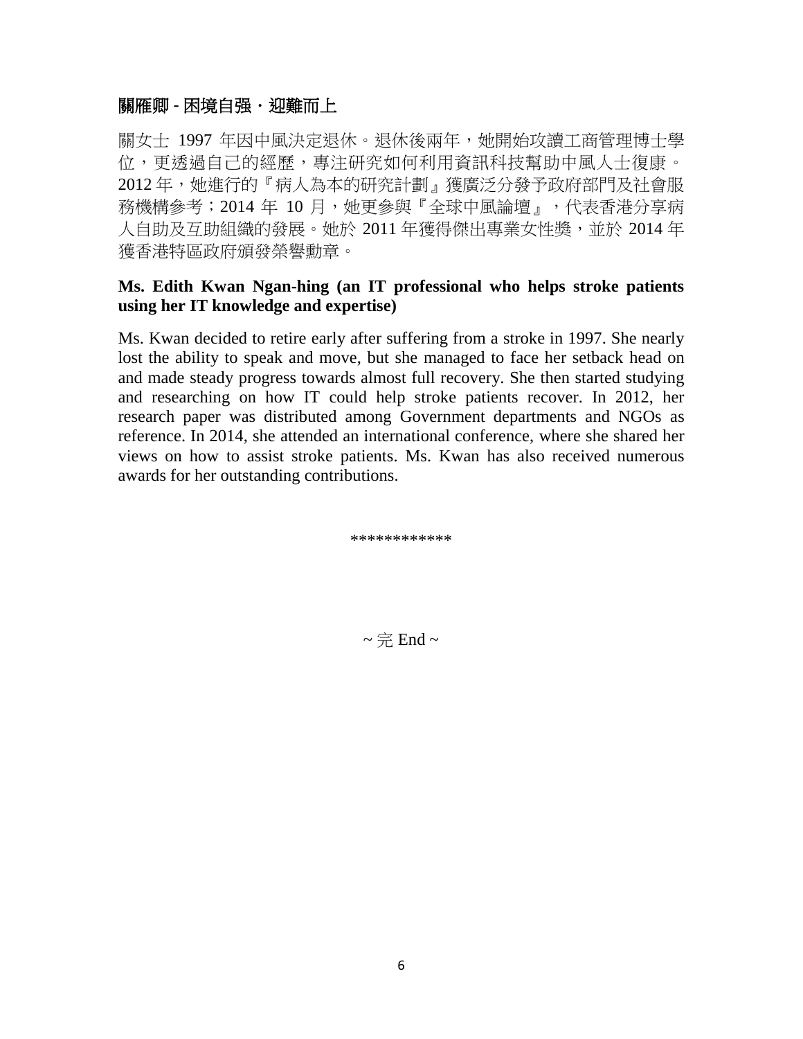### 關雁卿 - 困境自强．迎難而上

關女士 1997 年因中風決定退休。退休後兩年，她開始攻讀工商管理博士學位，更透過自己的經歷，專注研究如何利用資訊科技幫助中風人士復康。2012 年，她進行的『病人為本的研究計劃』獲廣泛分發予政府部門及社會服務機構參考；2014 年 10 月，她更參與『全球中風論壇』，代表香港分享病人自助及互助組織的發展。她於 2011 年獲得傑出專業女性獎，並於 2014 年獲香港特區政府頒發榮譽勳章。

**Ms. Edith Kwan Ngan-hing (an IT professional who helps stroke patients using her IT knowledge and expertise)**

Ms. Kwan decided to retire early after suffering from a stroke in 1997. She nearly lost the ability to speak and move, but she managed to face her setback head on and made steady progress towards almost full recovery. She then started studying and researching on how IT could help stroke patients recover. In 2012, her research paper was distributed among Government departments and NGOs as reference. In 2014, she attended an international conference, where she shared her views on how to assist stroke patients. Ms. Kwan has also received numerous awards for her outstanding contributions.

************

~ 完 End ~